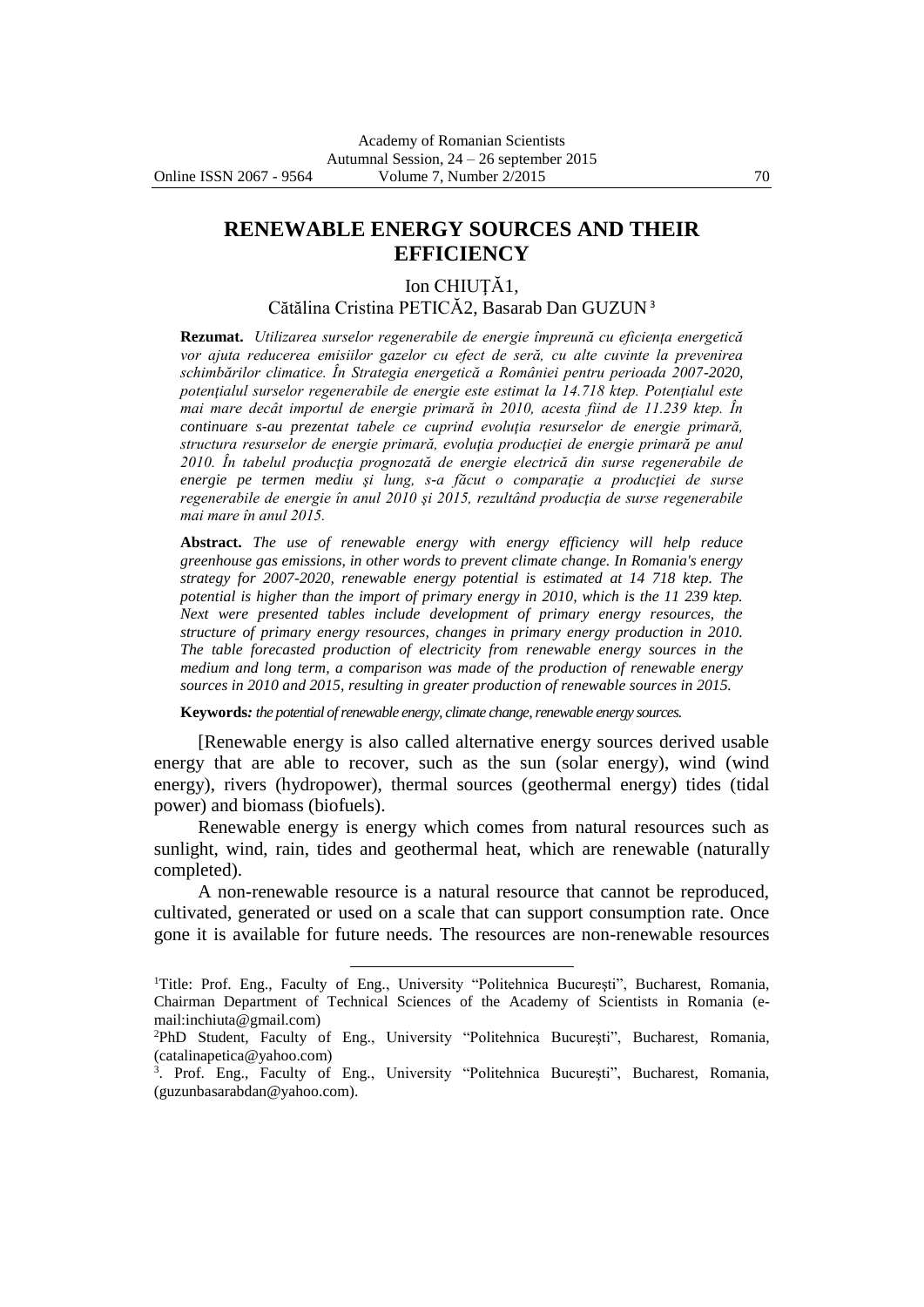# RENEWABLE ENERGY SOURCES AND THEIR EFFICIENCY

Ion CHIUŢĂ1,
Cătălina Cristina PETICĂ2, Basarab Dan GUZUN [3]

**Rezumat.** *Utilizarea surselor regenerabile de energie împreună cu eficienţa energetică vor ajuta reducerea emisiilor gazelor cu efect de seră, cu alte cuvinte la prevenirea schimbărilor climatice. În Strategia energetică a României pentru perioada 2007-2020, potenţialul surselor regenerabile de energie este estimat la 14.718 ktep. Potenţialul este mai mare decât importul de energie primară în 2010, acesta fiind de 11.239 ktep. În continuare s-au prezentat tabele ce cuprind evoluţia resurselor de energie primară, structura resurselor de energie primară, evoluţia producţiei de energie primară pe anul 2010. În tabelul producţia prognozată de energie electrică din surse regenerabile de energie pe termen mediu şi lung, s-a făcut o comparaţie a producţiei de surse regenerabile de energie în anul 2010 şi 2015, rezultând producţia de surse regenerabile mai mare în anul 2015.*

**Abstract.** *The use of renewable energy with energy efficiency will help reduce greenhouse gas emissions, in other words to prevent climate change. In Romania's energy strategy for 2007-2020, renewable energy potential is estimated at 14 718 ktep. The potential is higher than the import of primary energy in 2010, which is the 11 239 ktep. Next were presented tables include development of primary energy resources, the structure of primary energy resources, changes in primary energy production in 2010. The table forecasted production of electricity from renewable energy sources in the medium and long term, a comparison was made of the production of renewable energy sources in 2010 and 2015, resulting in greater production of renewable sources in 2015.*

**Keywords***: the potential of renewable energy, climate change, renewable energy sources.*

[Renewable energy is also called alternative energy sources derived usable energy that are able to recover, such as the sun (solar energy), wind (wind energy), rivers (hydropower), thermal sources (geothermal energy) tides (tidal power) and biomass (biofuels).

Renewable energy is energy which comes from natural resources such as sunlight, wind, rain, tides and geothermal heat, which are renewable (naturally completed).

A non-renewable resource is a natural resource that cannot be reproduced, cultivated, generated or used on a scale that can support consumption rate. Once gone it is available for future needs. The resources are non-renewable resources

---

[1]Title: Prof. Eng., Faculty of Eng., University "Politehnica Bucureşti", Bucharest, Romania, Chairman Department of Technical Sciences of the Academy of Scientists in Romania (e-mail:inchiuta@gmail.com)

[2]PhD Student, Faculty of Eng., University "Politehnica Bucureşti", Bucharest, Romania, (catalinapetica@yahoo.com)

[3]. Prof. Eng., Faculty of Eng., University "Politehnica Bucureşti", Bucharest, Romania, (guzunbasarabdan@yahoo.com).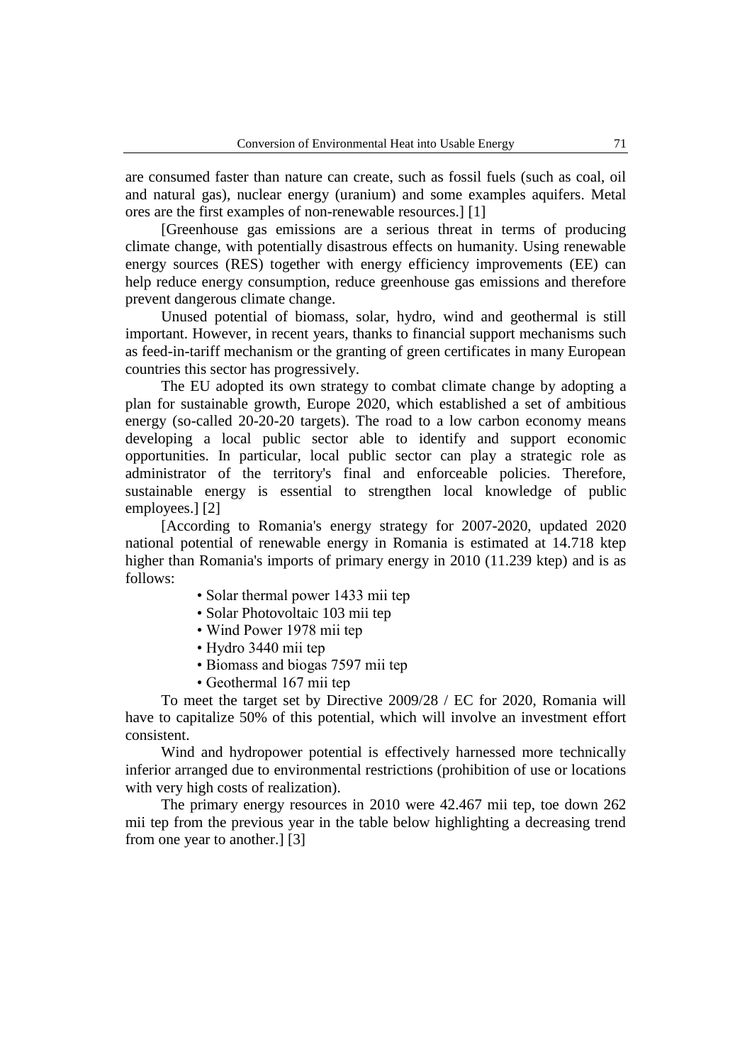are consumed faster than nature can create, such as fossil fuels (such as coal, oil and natural gas), nuclear energy (uranium) and some examples aquifers. Metal ores are the first examples of non-renewable resources.] [1]

[Greenhouse gas emissions are a serious threat in terms of producing climate change, with potentially disastrous effects on humanity. Using renewable energy sources (RES) together with energy efficiency improvements (EE) can help reduce energy consumption, reduce greenhouse gas emissions and therefore prevent dangerous climate change.

Unused potential of biomass, solar, hydro, wind and geothermal is still important. However, in recent years, thanks to financial support mechanisms such as feed-in-tariff mechanism or the granting of green certificates in many European countries this sector has progressively.

The EU adopted its own strategy to combat climate change by adopting a plan for sustainable growth, Europe 2020, which established a set of ambitious energy (so-called 20-20-20 targets). The road to a low carbon economy means developing a local public sector able to identify and support economic opportunities. In particular, local public sector can play a strategic role as administrator of the territory's final and enforceable policies. Therefore, sustainable energy is essential to strengthen local knowledge of public employees.] [2]

[According to Romania's energy strategy for 2007-2020, updated 2020 national potential of renewable energy in Romania is estimated at 14.718 ktep higher than Romania's imports of primary energy in 2010 (11.239 ktep) and is as follows:

- Solar thermal power 1433 mii tep
- Solar Photovoltaic 103 mii tep
- Wind Power 1978 mii tep
- Hydro 3440 mii tep
- Biomass and biogas 7597 mii tep
- Geothermal 167 mii tep

To meet the target set by Directive 2009/28 / EC for 2020, Romania will have to capitalize 50% of this potential, which will involve an investment effort consistent.

Wind and hydropower potential is effectively harnessed more technically inferior arranged due to environmental restrictions (prohibition of use or locations with very high costs of realization).

The primary energy resources in 2010 were 42.467 mii tep, toe down 262 mii tep from the previous year in the table below highlighting a decreasing trend from one year to another.] [3]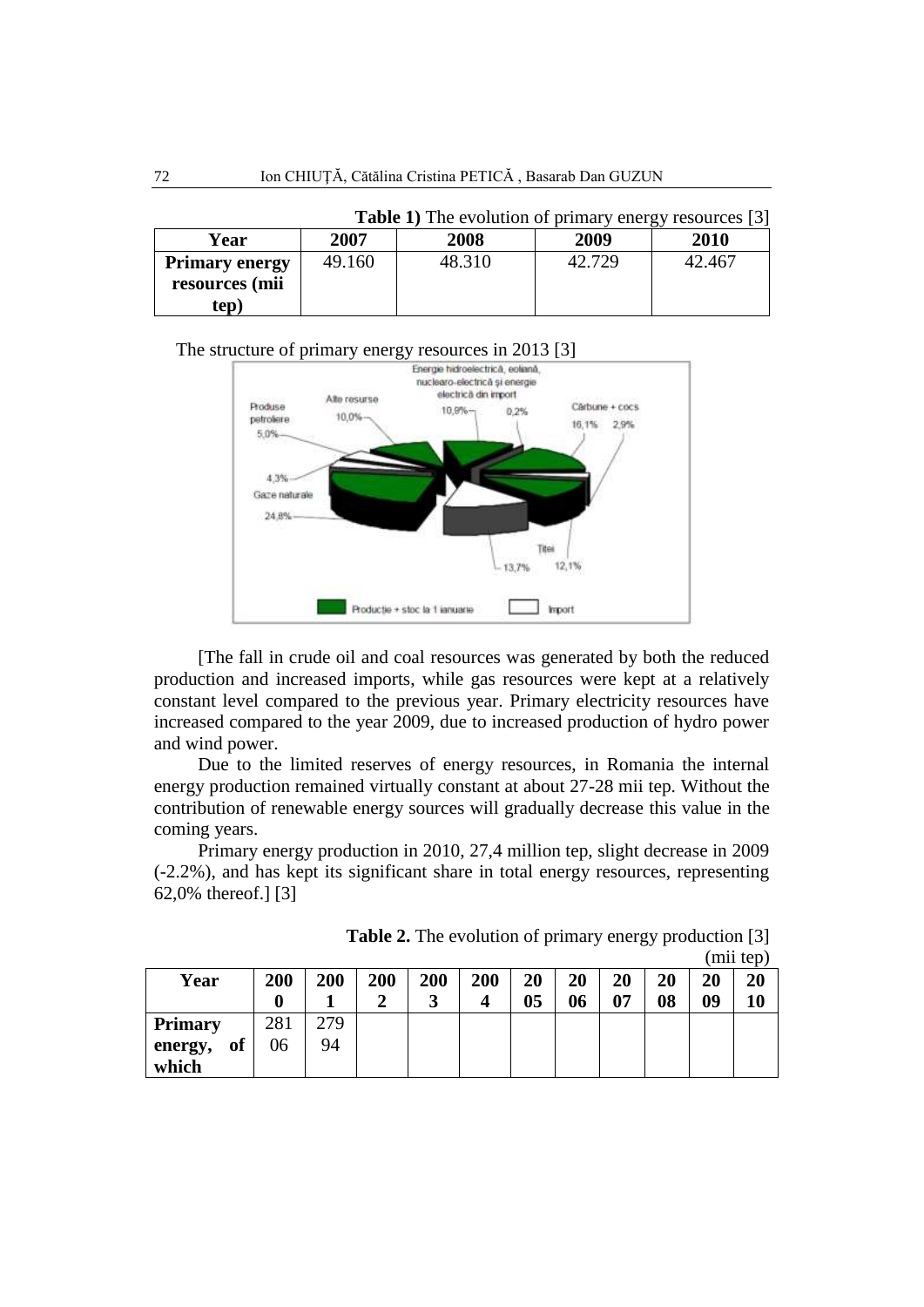**Table 1)** The evolution of primary energy resources [3]

| Year | 2007 | 2008 | 2009 | 2010 |
|---|---|---|---|---|
| **Primary energy resources (mii tep)** | 49.160 | 48.310 | 42.729 | 42.467 |

The structure of primary energy resources in 2013 [3]

Energie hidroelectrică, eoliană, nucleаro-electrică şi energie electrică din import

Alte resurse

Produse petroliere

5,0%

10,0%

10,9%

0,2%

Cărbune + cocs

16,1%

2,9%

4,3%

Gaze naturale

24,8%

Ţiţei

13,7%

12,1%

Producţie + stoc la 1 ianuarie

Import

[The fall in crude oil and coal resources was generated by both the reduced production and increased imports, while gas resources were kept at a relatively constant level compared to the previous year. Primary electricity resources have increased compared to the year 2009, due to increased production of hydro power and wind power.

Due to the limited reserves of energy resources, in Romania the internal energy production remained virtually constant at about 27-28 mii tep. Without the contribution of renewable energy sources will gradually decrease this value in the coming years.

Primary energy production in 2010, 27,4 million tep, slight decrease in 2009 (-2.2%), and has kept its significant share in total energy resources, representing 62,0% thereof.] [3]

**Table 2.** The evolution of primary energy production [3]

(mii tep)

| Year | 2000 | 2001 | 2002 | 2003 | 2004 | 2005 | 2006 | 2007 | 2008 | 2009 | 2010 |
|---|---|---|---|---|---|---|---|---|---|---|---|
| **Primary energy, of which** | 28106 | 27994 | | | | | | | | | |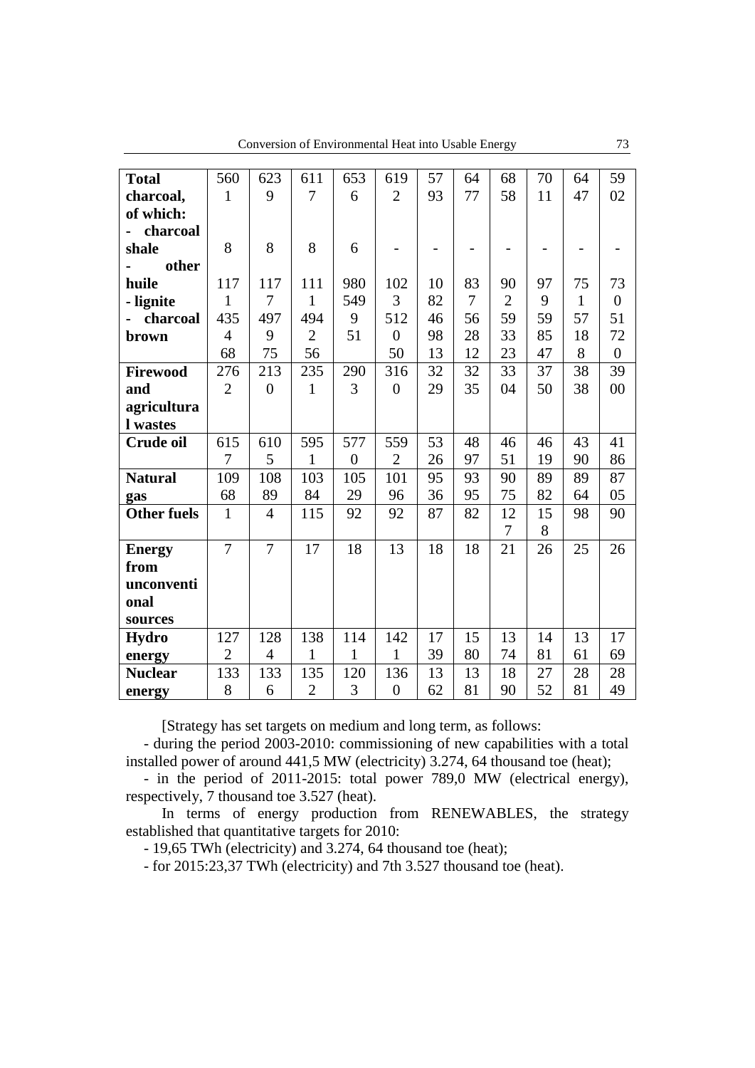| | | | | | | | | | | | |
|---|---|---|---|---|---|---|---|---|---|---|---|
| **Total charcoal, of which:** | 5601 | 6239 | 6117 | 6536 | 6192 | 5793 | 6477 | 6858 | 7011 | 6447 | 5902 |
| **- charcoal shale** | 8 | 8 | 8 | 6 | - | - | - | - | - | - | - |
| **- other huile** | 1171 | 1177 | 1111 | 980 | 1023 | 1082 | 837 | 902 | 979 | 751 | 730 |
| **- lignite** | 4354 | 4979 | 4942 | 5499 | 5120 | 4698 | 5628 | 5933 | 5985 | 5718 | 5172 |
| **- charcoal brown** | 68 | 75 | 56 | 51 | 50 | 13 | 12 | 23 | 47 | 8 | 0 |
| **Firewood and agricultural wastes** | 2762 | 2130 | 2351 | 2903 | 3160 | 3229 | 3235 | 3304 | 3750 | 3838 | 3900 |
| **Crude oil** | 6157 | 6105 | 5951 | 5770 | 5592 | 5326 | 4897 | 4651 | 4619 | 4390 | 4186 |
| **Natural gas** | 10968 | 10889 | 10384 | 10529 | 10196 | 9536 | 9395 | 9075 | 8982 | 8964 | 8705 |
| **Other fuels** | 1 | 4 | 115 | 92 | 92 | 87 | 82 | 127 | 158 | 98 | 90 |
| **Energy from unconventional sources** | 7 | 7 | 17 | 18 | 13 | 18 | 18 | 21 | 26 | 25 | 26 |
| **Hydro energy** | 1272 | 1284 | 1381 | 1141 | 1421 | 1739 | 1580 | 1374 | 1481 | 1361 | 1769 |
| **Nuclear energy** | 1338 | 1336 | 1352 | 1203 | 1360 | 1362 | 1381 | 1890 | 2752 | 2881 | 2849 |

[Strategy has set targets on medium and long term, as follows:

- during the period 2003-2010: commissioning of new capabilities with a total installed power of around 441,5 MW (electricity) 3.274, 64 thousand toe (heat);
- in the period of 2011-2015: total power 789,0 MW (electrical energy), respectively, 7 thousand toe 3.527 (heat).

In terms of energy production from RENEWABLES, the strategy established that quantitative targets for 2010:

- 19,65 TWh (electricity) and 3.274, 64 thousand toe (heat);
- for 2015:23,37 TWh (electricity) and 7th 3.527 thousand toe (heat).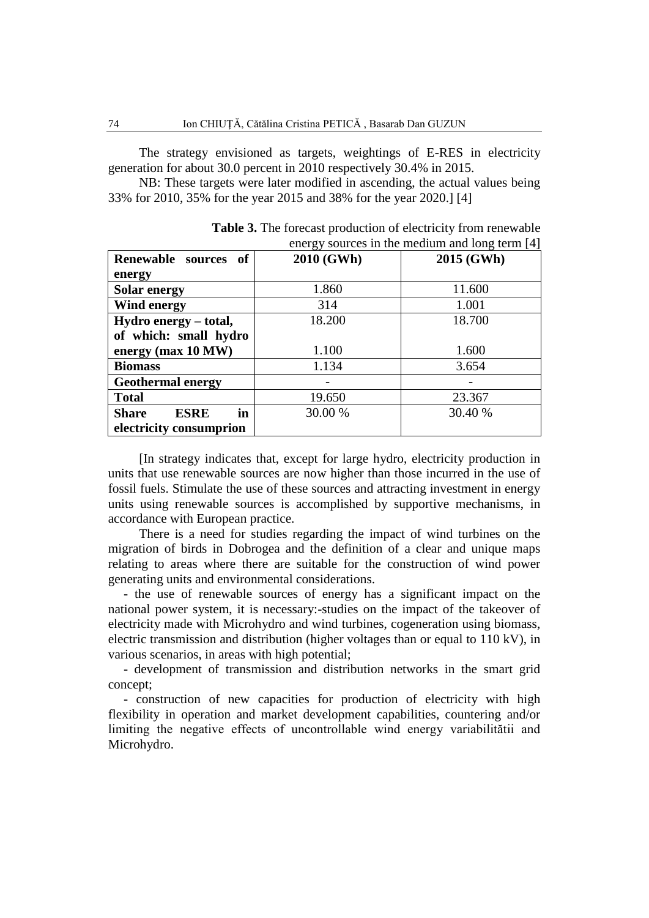The strategy envisioned as targets, weightings of E-RES in electricity generation for about 30.0 percent in 2010 respectively 30.4% in 2015.

NB: These targets were later modified in ascending, the actual values being 33% for 2010, 35% for the year 2015 and 38% for the year 2020.] [4]

**Table 3.** The forecast production of electricity from renewable energy sources in the medium and long term [4]

| Renewable sources of energy | 2010 (GWh) | 2015 (GWh) |
|---|---|---|
| **Solar energy** | 1.860 | 11.600 |
| **Wind energy** | 314 | 1.001 |
| **Hydro energy – total, of which: small hydro energy (max 10 MW)** | 18.200<br>1.100 | 18.700<br>1.600 |
| **Biomass** | 1.134 | 3.654 |
| **Geothermal energy** | - | - |
| **Total** | 19.650 | 23.367 |
| **Share ESRE in electricity consumprion** | 30.00 % | 30.40 % |

[In strategy indicates that, except for large hydro, electricity production in units that use renewable sources are now higher than those incurred in the use of fossil fuels. Stimulate the use of these sources and attracting investment in energy units using renewable sources is accomplished by supportive mechanisms, in accordance with European practice.

There is a need for studies regarding the impact of wind turbines on the migration of birds in Dobrogea and the definition of a clear and unique maps relating to areas where there are suitable for the construction of wind power generating units and environmental considerations.

- the use of renewable sources of energy has a significant impact on the national power system, it is necessary:-studies on the impact of the takeover of electricity made with Microhydro and wind turbines, cogeneration using biomass, electric transmission and distribution (higher voltages than or equal to 110 kV), in various scenarios, in areas with high potential;
- development of transmission and distribution networks in the smart grid concept;
- construction of new capacities for production of electricity with high flexibility in operation and market development capabilities, countering and/or limiting the negative effects of uncontrollable wind energy variabilității and Microhydro.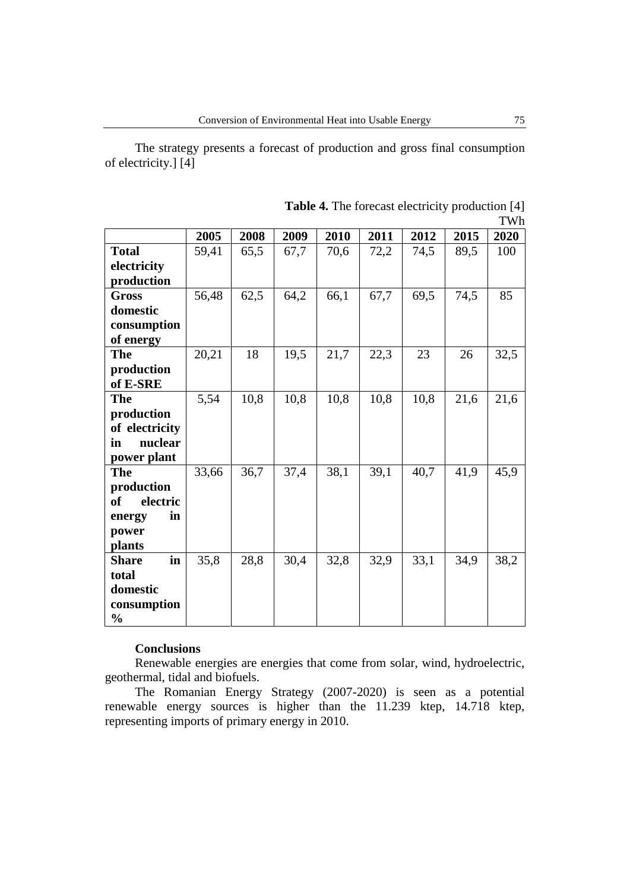The strategy presents a forecast of production and gross final consumption of electricity.] [4]

**Table 4.** The forecast electricity production [4]

TWh

| | 2005 | 2008 | 2009 | 2010 | 2011 | 2012 | 2015 | 2020 |
|---|---|---|---|---|---|---|---|---|
| **Total electricity production** | 59,41 | 65,5 | 67,7 | 70,6 | 72,2 | 74,5 | 89,5 | 100 |
| **Gross domestic consumption of energy** | 56,48 | 62,5 | 64,2 | 66,1 | 67,7 | 69,5 | 74,5 | 85 |
| **The production of E-SRE** | 20,21 | 18 | 19,5 | 21,7 | 22,3 | 23 | 26 | 32,5 |
| **The production of electricity in nuclear power plant** | 5,54 | 10,8 | 10,8 | 10,8 | 10,8 | 10,8 | 21,6 | 21,6 |
| **The production of electric energy in power plants** | 33,66 | 36,7 | 37,4 | 38,1 | 39,1 | 40,7 | 41,9 | 45,9 |
| **Share in total domestic consumption %** | 35,8 | 28,8 | 30,4 | 32,8 | 32,9 | 33,1 | 34,9 | 38,2 |

**Conclusions**

Renewable energies are energies that come from solar, wind, hydroelectric, geothermal, tidal and biofuels.

The Romanian Energy Strategy (2007-2020) is seen as a potential renewable energy sources is higher than the 11.239 ktep, 14.718 ktep, representing imports of primary energy in 2010.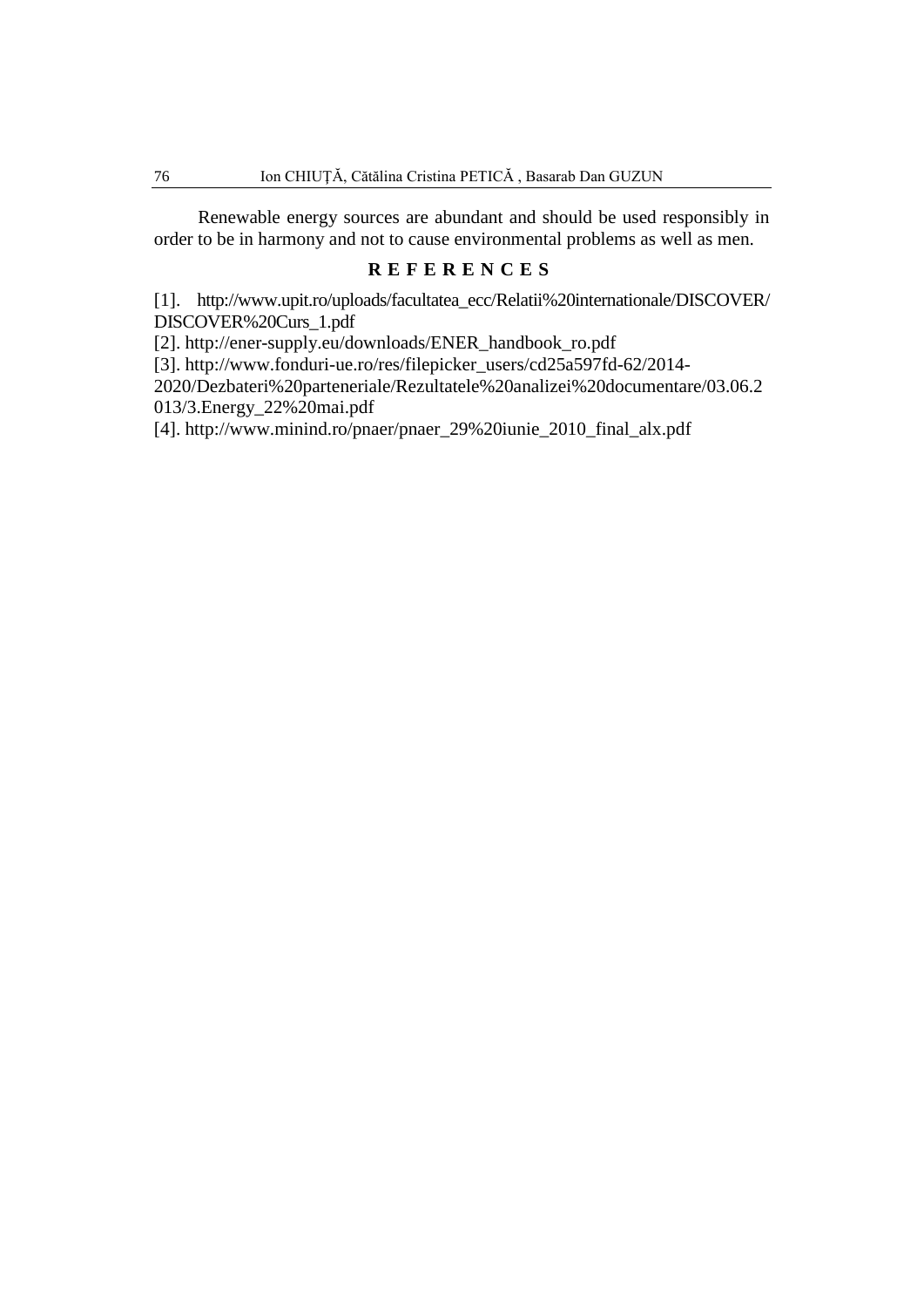Renewable energy sources are abundant and should be used responsibly in order to be in harmony and not to cause environmental problems as well as men.

## R E F E R E N C E S

[1]. http://www.upit.ro/uploads/facultatea_ecc/Relatii%20internationale/DISCOVER/DISCOVER%20Curs_1.pdf

[2]. http://ener-supply.eu/downloads/ENER_handbook_ro.pdf

[3]. http://www.fonduri-ue.ro/res/filepicker_users/cd25a597fd-62/2014-2020/Dezbateri%20parteneriale/Rezultatele%20analizei%20documentare/03.06.2013/3.Energy_22%20mai.pdf

[4]. http://www.minind.ro/pnaer/pnaer_29%20iunie_2010_final_alx.pdf